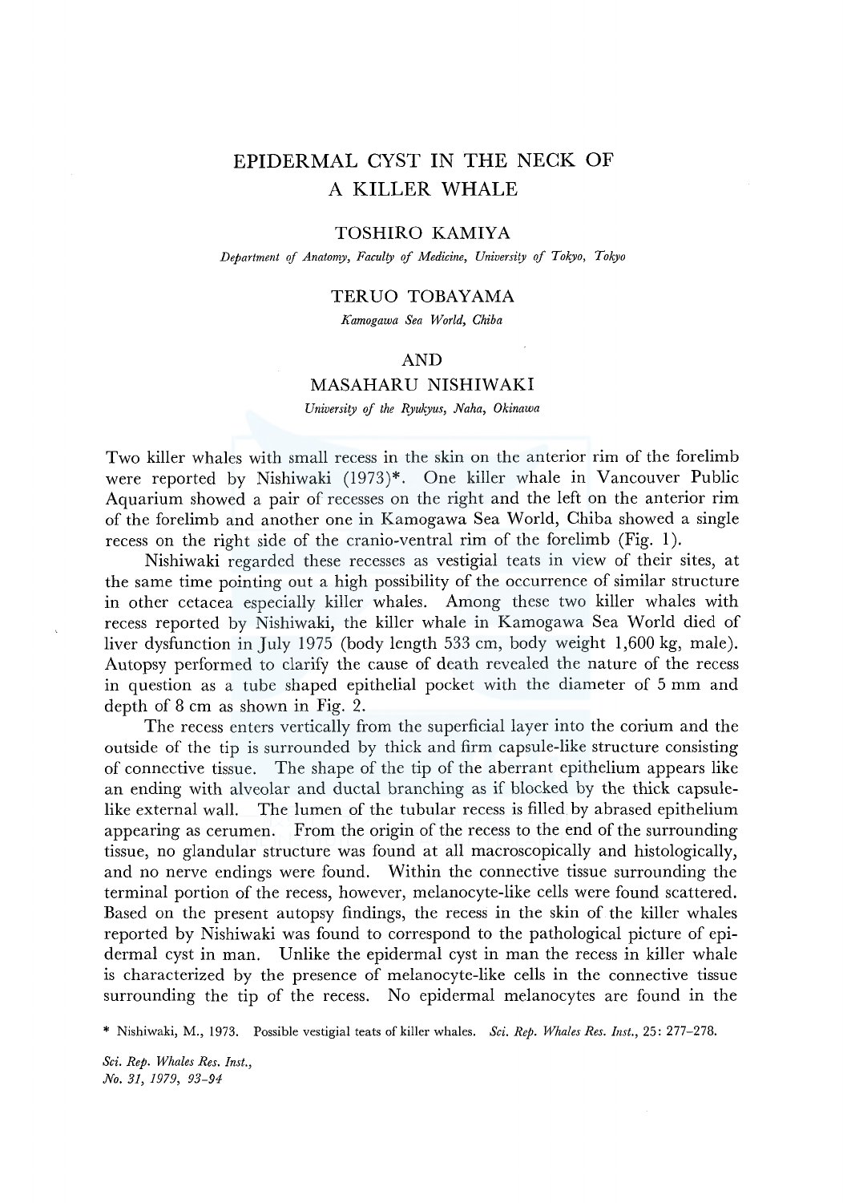# EPIDERMAL CYST IN THE NECK OF A KILLER WHALE

TOSHIRO KAMIYA

*Department of Anatomy, Faculty of Medicine, University of Tokyo, Tokyo*

TERUO TOBAYAMA

*Kamogawa Sea World, Chiba*

AND

MASAHARU NISHIWAKI

*University of the Ryukyus, Naha, Okinawa*

Two killer whales with small recess in the skin on the anterior rim of the forelimb were reported by Nishiwaki (1973)*. One killer whale in Vancouver Public Aquarium showed a pair of recesses on the right and the left on the anterior rim of the forelimb and another one in Kamogawa Sea World, Chiba showed a single recess on the right side of the cranio-ventral rim of the forelimb (Fig. 1).

Nishiwaki regarded these recesses as vestigial teats in view of their sites, at the same time pointing out a high possibility of the occurrence of similar structure in other cetacea especially killer whales. Among these two killer whales with recess reported by Nishiwaki, the killer whale in Kamogawa Sea World died of liver dysfunction in July 1975 (body length 533 cm, body weight 1,600 kg, male). Autopsy performed to clarify the cause of death revealed the nature of the recess in question as a tube shaped epithelial pocket with the diameter of 5 mm and depth of 8 cm as shown in Fig. 2.

The recess enters vertically from the superficial layer into the corium and the outside of the tip is surrounded by thick and firm capsule-like structure consisting of connective tissue. The shape of the tip of the aberrant epithelium appears like an ending with alveolar and ductal branching as if blocked by the thick capsule-like external wall. The lumen of the tubular recess is filled by abrased epithelium appearing as cerumen. From the origin of the recess to the end of the surrounding tissue, no glandular structure was found at all macroscopically and histologically, and no nerve endings were found. Within the connective tissue surrounding the terminal portion of the recess, however, melanocyte-like cells were found scattered. Based on the present autopsy findings, the recess in the skin of the killer whales reported by Nishiwaki was found to correspond to the pathological picture of epidermal cyst in man. Unlike the epidermal cyst in man the recess in killer whale is characterized by the presence of melanocyte-like cells in the connective tissue surrounding the tip of the recess. No epidermal melanocytes are found in the

\* Nishiwaki, M., 1973. Possible vestigial teats of killer whales. *Sci. Rep. Whales Res. Inst.*, 25: 277–278.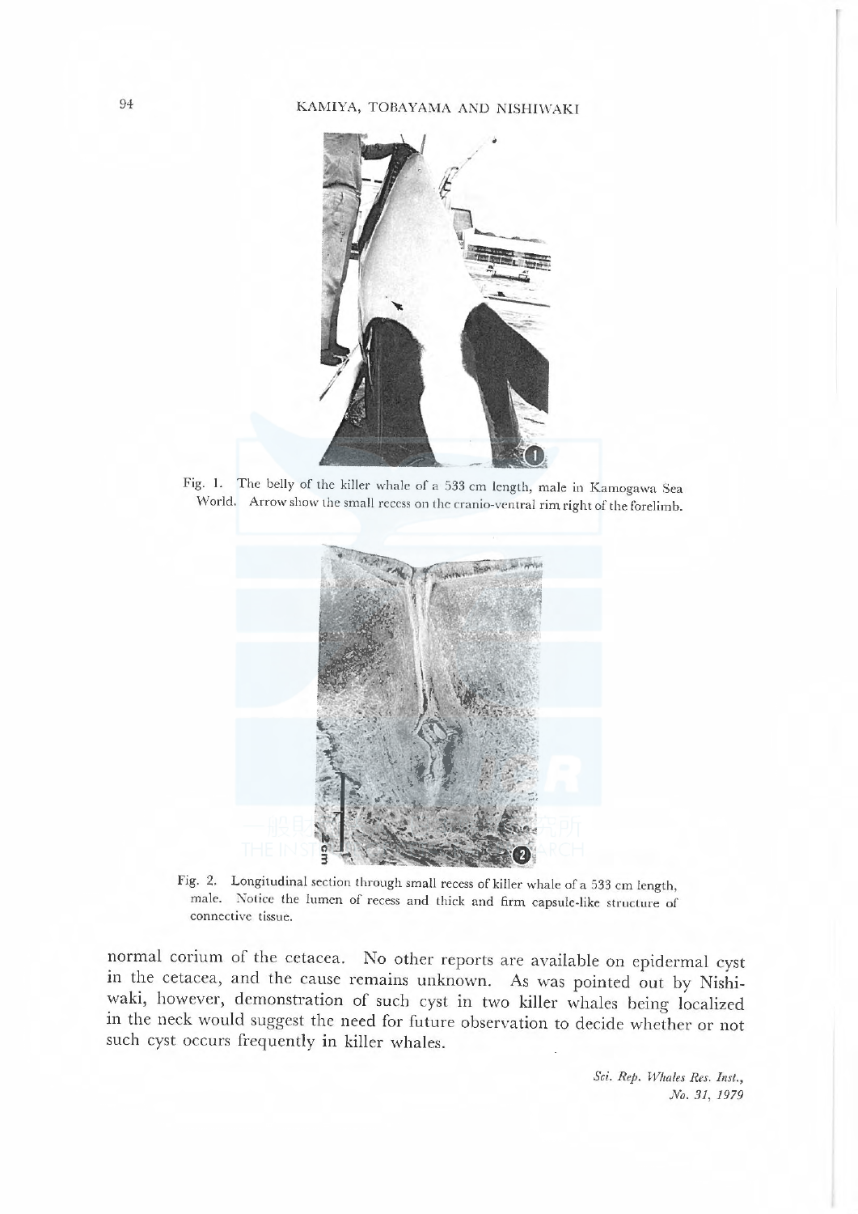Fig. 1. The belly of the killer whale of a 533 cm length, male in Kamogawa Sea World. Arrow show the small recess on the cranio-ventral rim right of the forelimb.

Fig. 2. Longitudinal section through small recess of killer whale of a 533 cm length, male. Notice the lumen of recess and thick and firm capsule-like structure of connective tissue.

normal corium of the cetacea. No other reports are available on epidermal cyst in the cetacea, and the cause remains unknown. As was pointed out by Nishiwaki, however, demonstration of such cyst in two killer whales being localized in the neck would suggest the need for future observation to decide whether or not such cyst occurs frequently in killer whales.